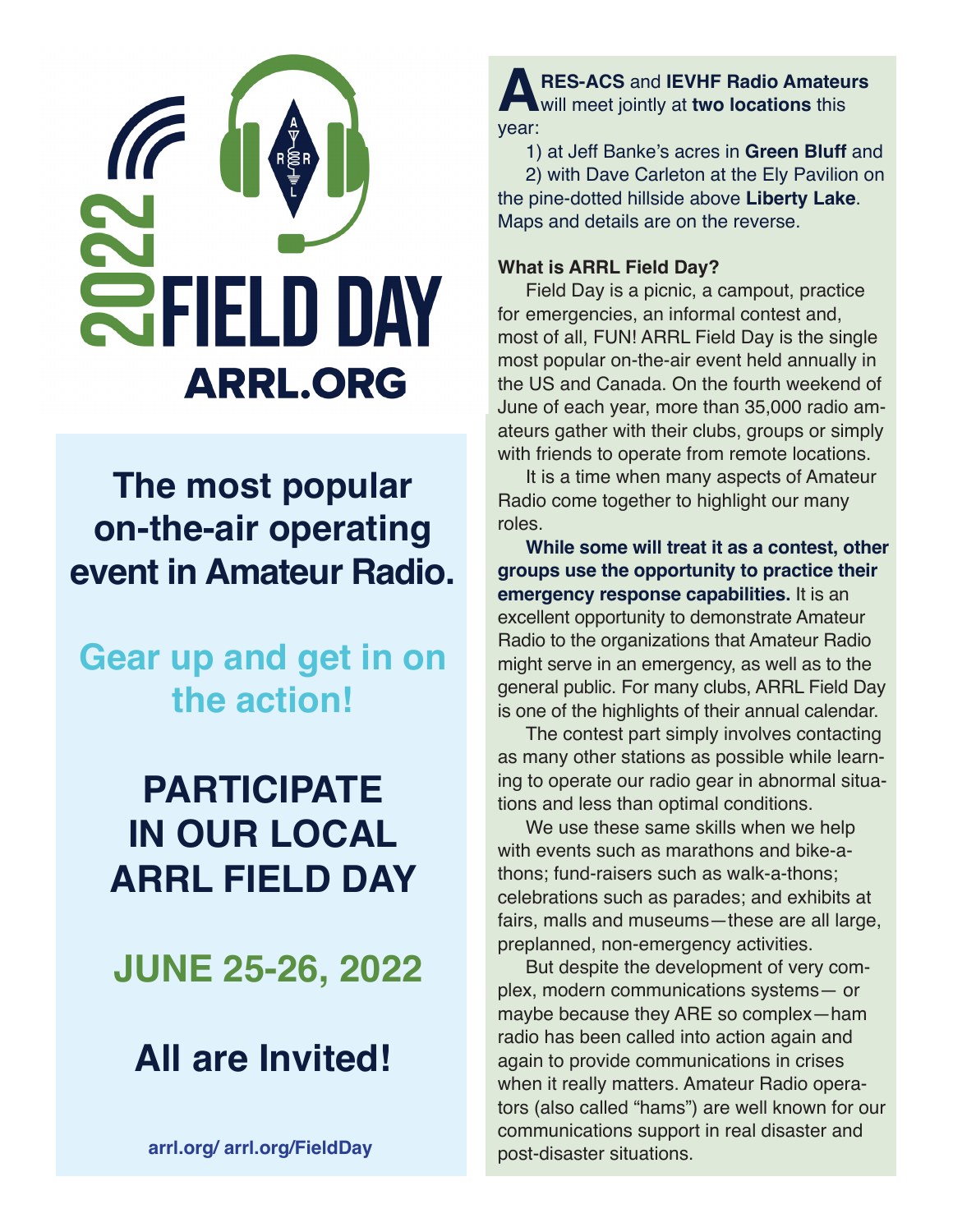# 2022 FIELD DAY

**ARRL.ORG**

## The most popular on-the-air operating event in Amateur Radio.

## Gear up and get in on the action!

## PARTICIPATE IN OUR LOCAL ARRL FIELD DAY

## JUNE 25-26, 2022

## All are Invited!

arrl.org/ arrl.org/FieldDay

**ARES-ACS** and **IEVHF Radio Amateurs** will meet jointly at **two locations** this year:

1) at Jeff Banke's acres in **Green Bluff** and

2) with Dave Carleton at the Ely Pavilion on the pine-dotted hillside above **Liberty Lake**. Maps and details are on the reverse.

**What is ARRL Field Day?**

Field Day is a picnic, a campout, practice for emergencies, an informal contest and, most of all, FUN! ARRL Field Day is the single most popular on-the-air event held annually in the US and Canada. On the fourth weekend of June of each year, more than 35,000 radio amateurs gather with their clubs, groups or simply with friends to operate from remote locations.

It is a time when many aspects of Amateur Radio come together to highlight our many roles.

**While some will treat it as a contest, other groups use the opportunity to practice their emergency response capabilities.** It is an excellent opportunity to demonstrate Amateur Radio to the organizations that Amateur Radio might serve in an emergency, as well as to the general public. For many clubs, ARRL Field Day is one of the highlights of their annual calendar.

The contest part simply involves contacting as many other stations as possible while learning to operate our radio gear in abnormal situations and less than optimal conditions.

We use these same skills when we help with events such as marathons and bike-a-thons; fund-raisers such as walk-a-thons; celebrations such as parades; and exhibits at fairs, malls and museums—these are all large, preplanned, non-emergency activities.

But despite the development of very complex, modern communications systems— or maybe because they ARE so complex—ham radio has been called into action again and again to provide communications in crises when it really matters. Amateur Radio operators (also called "hams") are well known for our communications support in real disaster and post-disaster situations.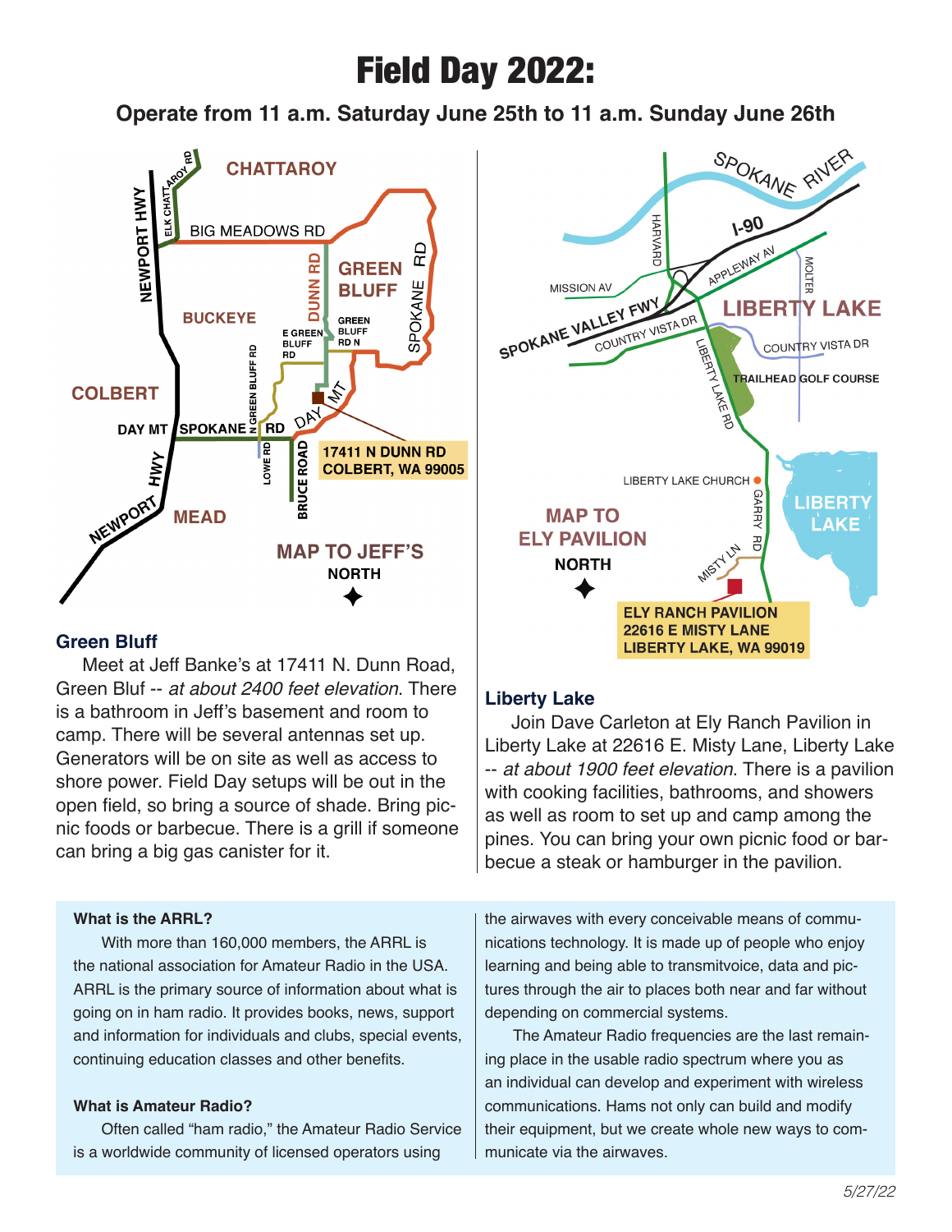# Field Day 2022:

## Operate from 11 a.m. Saturday June 25th to 11 a.m. Sunday June 26th

CHATTAROY
NEWPORT HWY
ELK CHATTAROY RD
BIG MEADOWS RD
DUNN RD
GREEN BLUFF
SPOKANE RD
BUCKEYE
E GREEN BLUFF RD
GREEN BLUFF RD N
N GREEN BLUFF RD
COLBERT
DAY MT SPOKANE RD
DAY MT
LOWE RD
BRUCE ROAD
NEWPORT HWY
MEAD

**17411 N DUNN RD**
**COLBERT, WA 99005**

MAP TO JEFF'S
NORTH

SPOKANE RIVER
I-90
HARVARD
MISSION AV
APPLEWAY AV
MOLTER
SPOKANE VALLEY FWY
COUNTRY VISTA DR
LIBERTY LAKE
COUNTRY VISTA DR
LIBERTY LAKE RD
TRAILHEAD GOLF COURSE
LIBERTY LAKE CHURCH
GARRY RD
LIBERTY LAKE
MAP TO ELY PAVILION
NORTH
MISTY LN

**ELY RANCH PAVILION**
**22616 E MISTY LANE**
**LIBERTY LAKE, WA 99019**

### Green Bluff

Meet at Jeff Banke's at 17411 N. Dunn Road, Green Bluf -- *at about 2400 feet elevation*. There is a bathroom in Jeff's basement and room to camp. There will be several antennas set up. Generators will be on site as well as access to shore power. Field Day setups will be out in the open field, so bring a source of shade. Bring picnic foods or barbecue. There is a grill if someone can bring a big gas canister for it.

### Liberty Lake

Join Dave Carleton at Ely Ranch Pavilion in Liberty Lake at 22616 E. Misty Lane, Liberty Lake -- *at about 1900 feet elevation*. There is a pavilion with cooking facilities, bathrooms, and showers as well as room to set up and camp among the pines. You can bring your own picnic food or barbecue a steak or hamburger in the pavilion.

**What is the ARRL?**

With more than 160,000 members, the ARRL is the national association for Amateur Radio in the USA. ARRL is the primary source of information about what is going on in ham radio. It provides books, news, support and information for individuals and clubs, special events, continuing education classes and other benefits.

**What is Amateur Radio?**

Often called "ham radio," the Amateur Radio Service is a worldwide community of licensed operators using the airwaves with every conceivable means of communications technology. It is made up of people who enjoy learning and being able to transmitvoice, data and pictures through the air to places both near and far without depending on commercial systems.

The Amateur Radio frequencies are the last remaining place in the usable radio spectrum where you as an individual can develop and experiment with wireless communications. Hams not only can build and modify their equipment, but we create whole new ways to communicate via the airwaves.

*5/27/22*